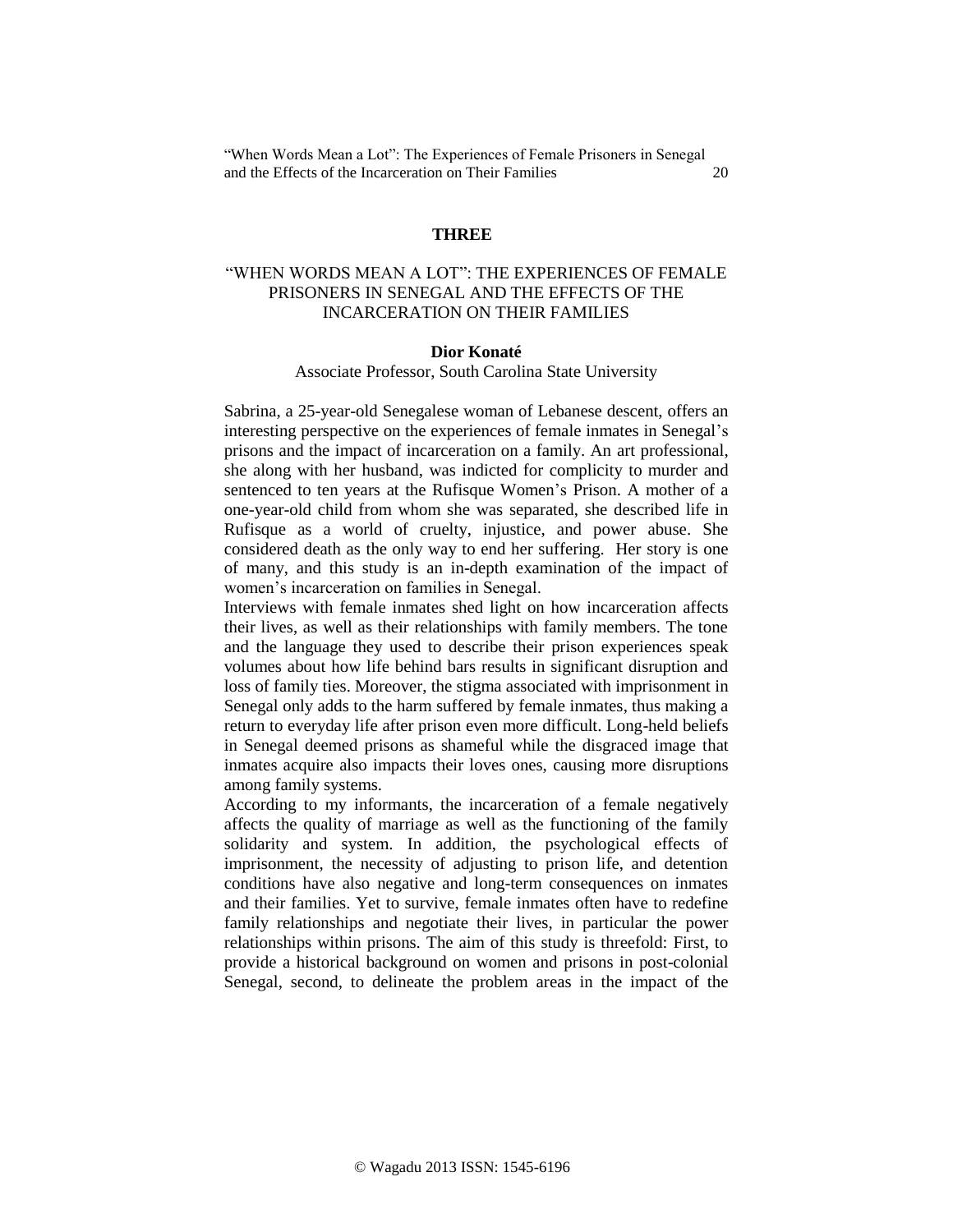## THREE

# "WHEN WORDS MEAN A LOT": THE EXPERIENCES OF FEMALE PRISONERS IN SENEGAL AND THE EFFECTS OF THE INCARCERATION ON THEIR FAMILIES

**Dior Konaté**

Associate Professor, South Carolina State University

Sabrina, a 25-year-old Senegalese woman of Lebanese descent, offers an interesting perspective on the experiences of female inmates in Senegal's prisons and the impact of incarceration on a family. An art professional, she along with her husband, was indicted for complicity to murder and sentenced to ten years at the Rufisque Women's Prison. A mother of a one-year-old child from whom she was separated, she described life in Rufisque as a world of cruelty, injustice, and power abuse. She considered death as the only way to end her suffering. Her story is one of many, and this study is an in-depth examination of the impact of women's incarceration on families in Senegal.

Interviews with female inmates shed light on how incarceration affects their lives, as well as their relationships with family members. The tone and the language they used to describe their prison experiences speak volumes about how life behind bars results in significant disruption and loss of family ties. Moreover, the stigma associated with imprisonment in Senegal only adds to the harm suffered by female inmates, thus making a return to everyday life after prison even more difficult. Long-held beliefs in Senegal deemed prisons as shameful while the disgraced image that inmates acquire also impacts their loves ones, causing more disruptions among family systems.

According to my informants, the incarceration of a female negatively affects the quality of marriage as well as the functioning of the family solidarity and system. In addition, the psychological effects of imprisonment, the necessity of adjusting to prison life, and detention conditions have also negative and long-term consequences on inmates and their families. Yet to survive, female inmates often have to redefine family relationships and negotiate their lives, in particular the power relationships within prisons. The aim of this study is threefold: First, to provide a historical background on women and prisons in post-colonial Senegal, second, to delineate the problem areas in the impact of the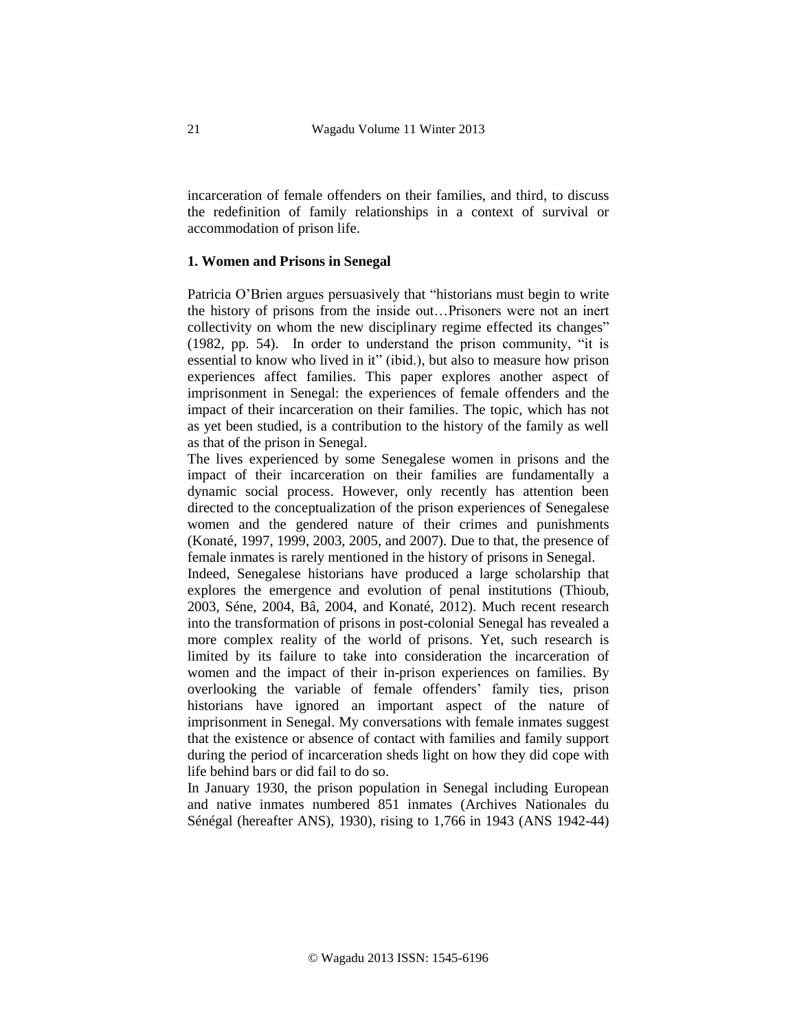incarceration of female offenders on their families, and third, to discuss the redefinition of family relationships in a context of survival or accommodation of prison life.

### 1. Women and Prisons in Senegal

Patricia O'Brien argues persuasively that "historians must begin to write the history of prisons from the inside out…Prisoners were not an inert collectivity on whom the new disciplinary regime effected its changes" (1982, pp. 54). In order to understand the prison community, "it is essential to know who lived in it" (ibid.), but also to measure how prison experiences affect families. This paper explores another aspect of imprisonment in Senegal: the experiences of female offenders and the impact of their incarceration on their families. The topic, which has not as yet been studied, is a contribution to the history of the family as well as that of the prison in Senegal.

The lives experienced by some Senegalese women in prisons and the impact of their incarceration on their families are fundamentally a dynamic social process. However, only recently has attention been directed to the conceptualization of the prison experiences of Senegalese women and the gendered nature of their crimes and punishments (Konaté, 1997, 1999, 2003, 2005, and 2007). Due to that, the presence of female inmates is rarely mentioned in the history of prisons in Senegal.

Indeed, Senegalese historians have produced a large scholarship that explores the emergence and evolution of penal institutions (Thioub, 2003, Séne, 2004, Bâ, 2004, and Konaté, 2012). Much recent research into the transformation of prisons in post-colonial Senegal has revealed a more complex reality of the world of prisons. Yet, such research is limited by its failure to take into consideration the incarceration of women and the impact of their in-prison experiences on families. By overlooking the variable of female offenders' family ties, prison historians have ignored an important aspect of the nature of imprisonment in Senegal. My conversations with female inmates suggest that the existence or absence of contact with families and family support during the period of incarceration sheds light on how they did cope with life behind bars or did fail to do so.

In January 1930, the prison population in Senegal including European and native inmates numbered 851 inmates (Archives Nationales du Sénégal (hereafter ANS), 1930), rising to 1,766 in 1943 (ANS 1942-44)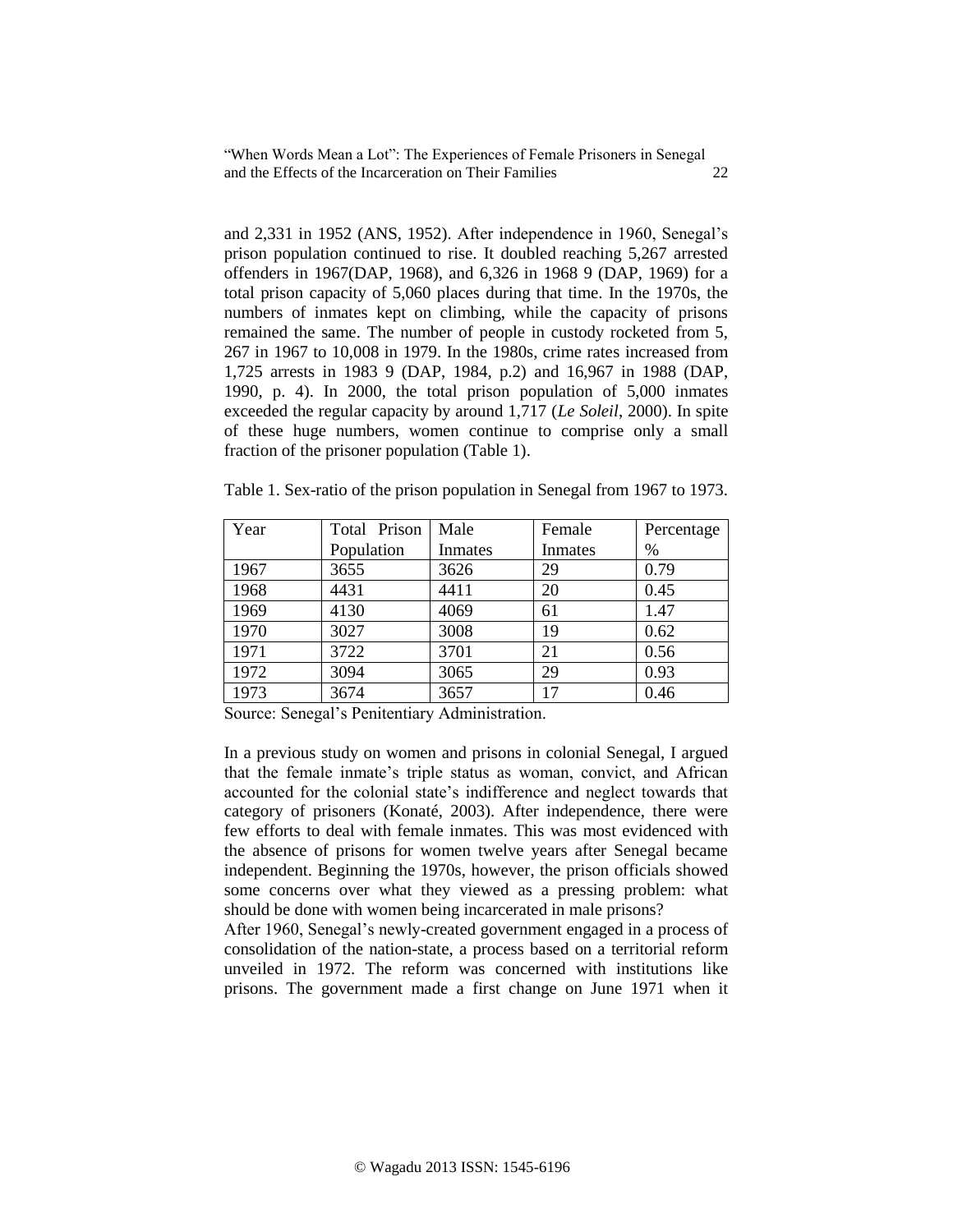and 2,331 in 1952 (ANS, 1952). After independence in 1960, Senegal's prison population continued to rise. It doubled reaching 5,267 arrested offenders in 1967(DAP, 1968), and 6,326 in 1968 9 (DAP, 1969) for a total prison capacity of 5,060 places during that time. In the 1970s, the numbers of inmates kept on climbing, while the capacity of prisons remained the same. The number of people in custody rocketed from 5, 267 in 1967 to 10,008 in 1979. In the 1980s, crime rates increased from 1,725 arrests in 1983 9 (DAP, 1984, p.2) and 16,967 in 1988 (DAP, 1990, p. 4). In 2000, the total prison population of 5,000 inmates exceeded the regular capacity by around 1,717 (*Le Soleil*, 2000). In spite of these huge numbers, women continue to comprise only a small fraction of the prisoner population (Table 1).

Table 1. Sex-ratio of the prison population in Senegal from 1967 to 1973.

| Year | Total Prison Population | Male Inmates | Female Inmates | Percentage % |
|---|---|---|---|---|
| 1967 | 3655 | 3626 | 29 | 0.79 |
| 1968 | 4431 | 4411 | 20 | 0.45 |
| 1969 | 4130 | 4069 | 61 | 1.47 |
| 1970 | 3027 | 3008 | 19 | 0.62 |
| 1971 | 3722 | 3701 | 21 | 0.56 |
| 1972 | 3094 | 3065 | 29 | 0.93 |
| 1973 | 3674 | 3657 | 17 | 0.46 |

Source: Senegal's Penitentiary Administration.

In a previous study on women and prisons in colonial Senegal, I argued that the female inmate's triple status as woman, convict, and African accounted for the colonial state's indifference and neglect towards that category of prisoners (Konaté, 2003). After independence, there were few efforts to deal with female inmates. This was most evidenced with the absence of prisons for women twelve years after Senegal became independent. Beginning the 1970s, however, the prison officials showed some concerns over what they viewed as a pressing problem: what should be done with women being incarcerated in male prisons?

After 1960, Senegal's newly-created government engaged in a process of consolidation of the nation-state, a process based on a territorial reform unveiled in 1972. The reform was concerned with institutions like prisons. The government made a first change on June 1971 when it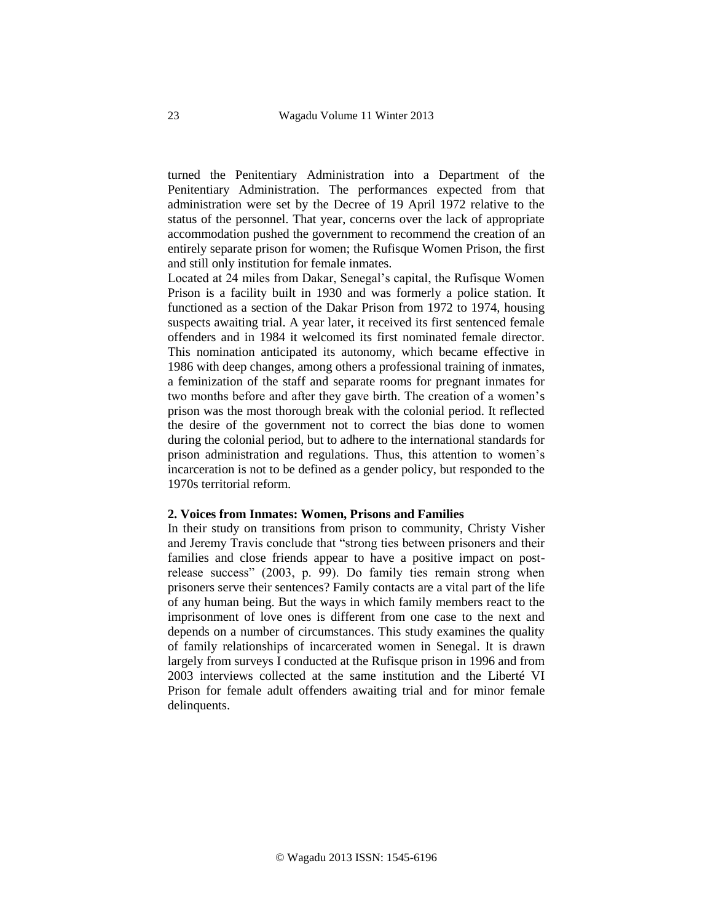turned the Penitentiary Administration into a Department of the Penitentiary Administration. The performances expected from that administration were set by the Decree of 19 April 1972 relative to the status of the personnel. That year, concerns over the lack of appropriate accommodation pushed the government to recommend the creation of an entirely separate prison for women; the Rufisque Women Prison, the first and still only institution for female inmates.

Located at 24 miles from Dakar, Senegal's capital, the Rufisque Women Prison is a facility built in 1930 and was formerly a police station. It functioned as a section of the Dakar Prison from 1972 to 1974, housing suspects awaiting trial. A year later, it received its first sentenced female offenders and in 1984 it welcomed its first nominated female director. This nomination anticipated its autonomy, which became effective in 1986 with deep changes, among others a professional training of inmates, a feminization of the staff and separate rooms for pregnant inmates for two months before and after they gave birth. The creation of a women's prison was the most thorough break with the colonial period. It reflected the desire of the government not to correct the bias done to women during the colonial period, but to adhere to the international standards for prison administration and regulations. Thus, this attention to women's incarceration is not to be defined as a gender policy, but responded to the 1970s territorial reform.

**2. Voices from Inmates: Women, Prisons and Families**

In their study on transitions from prison to community, Christy Visher and Jeremy Travis conclude that "strong ties between prisoners and their families and close friends appear to have a positive impact on post-release success" (2003, p. 99). Do family ties remain strong when prisoners serve their sentences? Family contacts are a vital part of the life of any human being. But the ways in which family members react to the imprisonment of love ones is different from one case to the next and depends on a number of circumstances. This study examines the quality of family relationships of incarcerated women in Senegal. It is drawn largely from surveys I conducted at the Rufisque prison in 1996 and from 2003 interviews collected at the same institution and the Liberté VI Prison for female adult offenders awaiting trial and for minor female delinquents.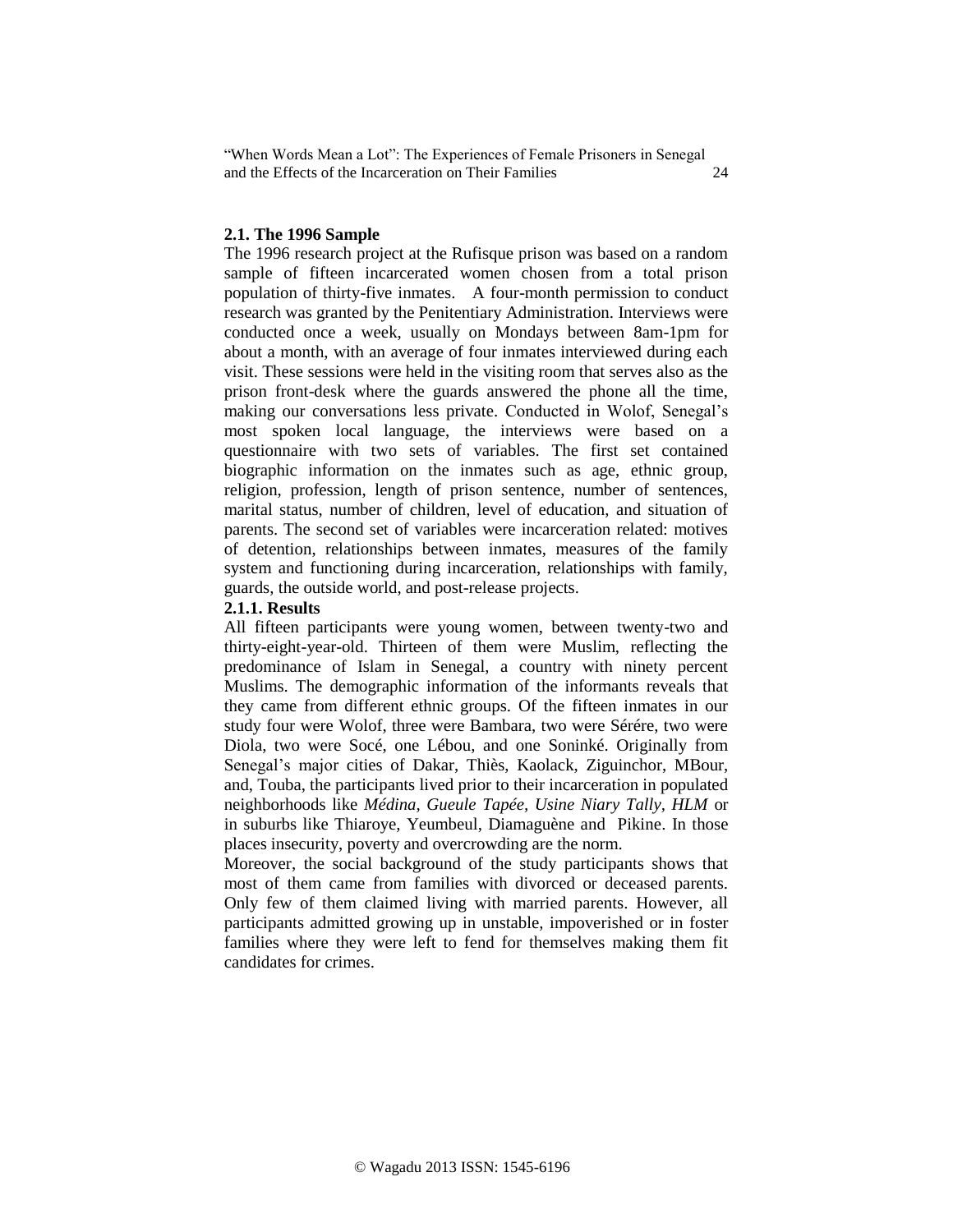### 2.1. The 1996 Sample

The 1996 research project at the Rufisque prison was based on a random sample of fifteen incarcerated women chosen from a total prison population of thirty-five inmates. A four-month permission to conduct research was granted by the Penitentiary Administration. Interviews were conducted once a week, usually on Mondays between 8am-1pm for about a month, with an average of four inmates interviewed during each visit. These sessions were held in the visiting room that serves also as the prison front-desk where the guards answered the phone all the time, making our conversations less private. Conducted in Wolof, Senegal's most spoken local language, the interviews were based on a questionnaire with two sets of variables. The first set contained biographic information on the inmates such as age, ethnic group, religion, profession, length of prison sentence, number of sentences, marital status, number of children, level of education, and situation of parents. The second set of variables were incarceration related: motives of detention, relationships between inmates, measures of the family system and functioning during incarceration, relationships with family, guards, the outside world, and post-release projects.

#### 2.1.1. Results

All fifteen participants were young women, between twenty-two and thirty-eight-year-old. Thirteen of them were Muslim, reflecting the predominance of Islam in Senegal, a country with ninety percent Muslims. The demographic information of the informants reveals that they came from different ethnic groups. Of the fifteen inmates in our study four were Wolof, three were Bambara, two were Sérére, two were Diola, two were Socé, one Lébou, and one Soninké. Originally from Senegal's major cities of Dakar, Thiès, Kaolack, Ziguinchor, MBour, and, Touba, the participants lived prior to their incarceration in populated neighborhoods like *Médina, Gueule Tapée, Usine Niary Tally, HLM* or in suburbs like Thiaroye, Yeumbeul, Diamaguène and Pikine. In those places insecurity, poverty and overcrowding are the norm.

Moreover, the social background of the study participants shows that most of them came from families with divorced or deceased parents. Only few of them claimed living with married parents. However, all participants admitted growing up in unstable, impoverished or in foster families where they were left to fend for themselves making them fit candidates for crimes.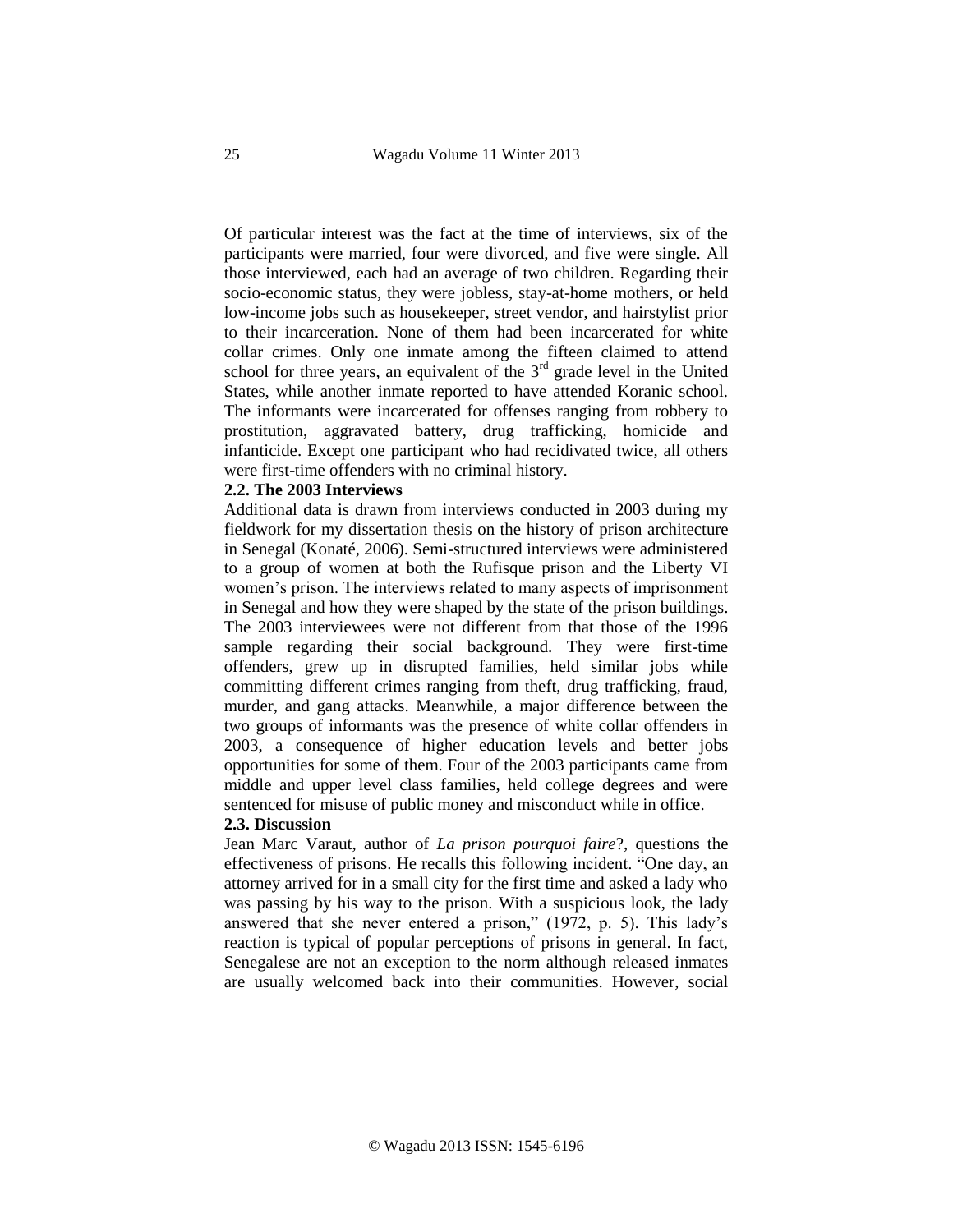Of particular interest was the fact at the time of interviews, six of the participants were married, four were divorced, and five were single. All those interviewed, each had an average of two children. Regarding their socio-economic status, they were jobless, stay-at-home mothers, or held low-income jobs such as housekeeper, street vendor, and hairstylist prior to their incarceration. None of them had been incarcerated for white collar crimes. Only one inmate among the fifteen claimed to attend school for three years, an equivalent of the 3rd grade level in the United States, while another inmate reported to have attended Koranic school. The informants were incarcerated for offenses ranging from robbery to prostitution, aggravated battery, drug trafficking, homicide and infanticide. Except one participant who had recidivated twice, all others were first-time offenders with no criminal history.

### 2.2. The 2003 Interviews

Additional data is drawn from interviews conducted in 2003 during my fieldwork for my dissertation thesis on the history of prison architecture in Senegal (Konaté, 2006). Semi-structured interviews were administered to a group of women at both the Rufisque prison and the Liberty VI women's prison. The interviews related to many aspects of imprisonment in Senegal and how they were shaped by the state of the prison buildings. The 2003 interviewees were not different from that those of the 1996 sample regarding their social background. They were first-time offenders, grew up in disrupted families, held similar jobs while committing different crimes ranging from theft, drug trafficking, fraud, murder, and gang attacks. Meanwhile, a major difference between the two groups of informants was the presence of white collar offenders in 2003, a consequence of higher education levels and better jobs opportunities for some of them. Four of the 2003 participants came from middle and upper level class families, held college degrees and were sentenced for misuse of public money and misconduct while in office.

### 2.3. Discussion

Jean Marc Varaut, author of *La prison pourquoi faire*?, questions the effectiveness of prisons. He recalls this following incident. "One day, an attorney arrived for in a small city for the first time and asked a lady who was passing by his way to the prison. With a suspicious look, the lady answered that she never entered a prison," (1972, p. 5). This lady's reaction is typical of popular perceptions of prisons in general. In fact, Senegalese are not an exception to the norm although released inmates are usually welcomed back into their communities. However, social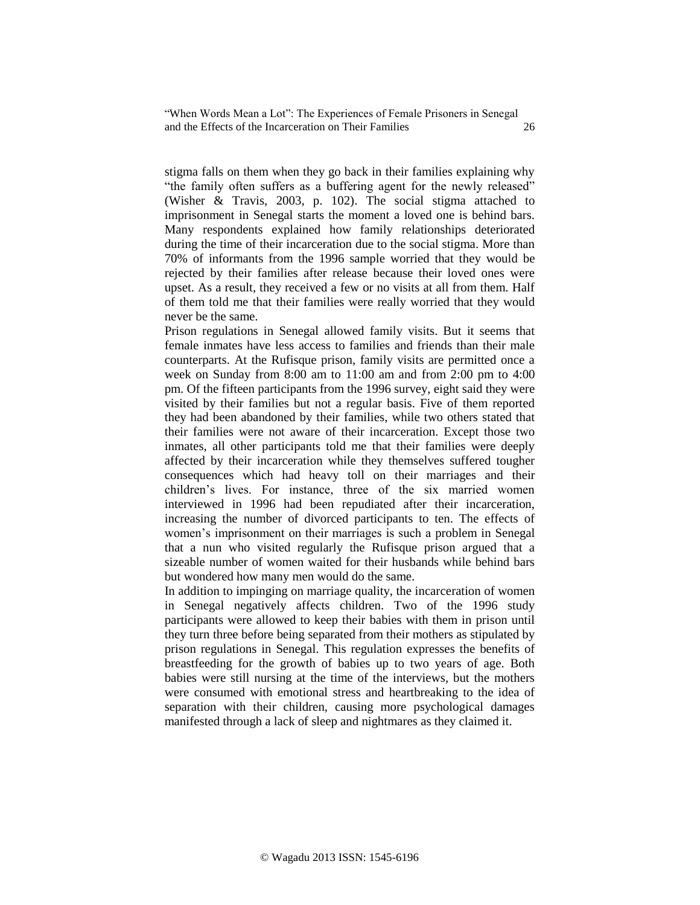stigma falls on them when they go back in their families explaining why "the family often suffers as a buffering agent for the newly released" (Wisher & Travis, 2003, p. 102). The social stigma attached to imprisonment in Senegal starts the moment a loved one is behind bars. Many respondents explained how family relationships deteriorated during the time of their incarceration due to the social stigma. More than 70% of informants from the 1996 sample worried that they would be rejected by their families after release because their loved ones were upset. As a result, they received a few or no visits at all from them. Half of them told me that their families were really worried that they would never be the same.

Prison regulations in Senegal allowed family visits. But it seems that female inmates have less access to families and friends than their male counterparts. At the Rufisque prison, family visits are permitted once a week on Sunday from 8:00 am to 11:00 am and from 2:00 pm to 4:00 pm. Of the fifteen participants from the 1996 survey, eight said they were visited by their families but not a regular basis. Five of them reported they had been abandoned by their families, while two others stated that their families were not aware of their incarceration. Except those two inmates, all other participants told me that their families were deeply affected by their incarceration while they themselves suffered tougher consequences which had heavy toll on their marriages and their children's lives. For instance, three of the six married women interviewed in 1996 had been repudiated after their incarceration, increasing the number of divorced participants to ten. The effects of women's imprisonment on their marriages is such a problem in Senegal that a nun who visited regularly the Rufisque prison argued that a sizeable number of women waited for their husbands while behind bars but wondered how many men would do the same.

In addition to impinging on marriage quality, the incarceration of women in Senegal negatively affects children. Two of the 1996 study participants were allowed to keep their babies with them in prison until they turn three before being separated from their mothers as stipulated by prison regulations in Senegal. This regulation expresses the benefits of breastfeeding for the growth of babies up to two years of age. Both babies were still nursing at the time of the interviews, but the mothers were consumed with emotional stress and heartbreaking to the idea of separation with their children, causing more psychological damages manifested through a lack of sleep and nightmares as they claimed it.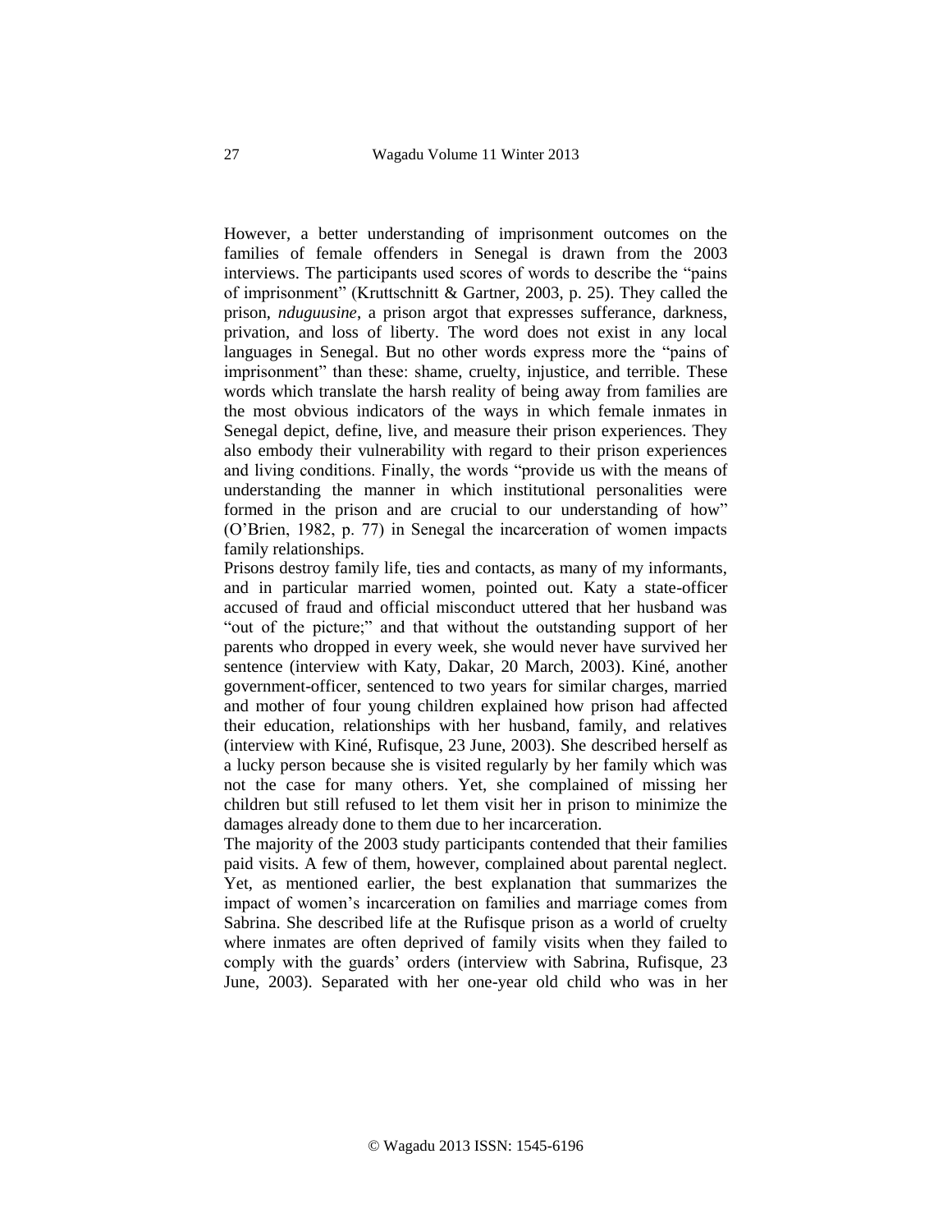However, a better understanding of imprisonment outcomes on the families of female offenders in Senegal is drawn from the 2003 interviews. The participants used scores of words to describe the "pains of imprisonment" (Kruttschnitt & Gartner, 2003, p. 25). They called the prison, *nduguusine*, a prison argot that expresses sufferance, darkness, privation, and loss of liberty. The word does not exist in any local languages in Senegal. But no other words express more the "pains of imprisonment" than these: shame, cruelty, injustice, and terrible. These words which translate the harsh reality of being away from families are the most obvious indicators of the ways in which female inmates in Senegal depict, define, live, and measure their prison experiences. They also embody their vulnerability with regard to their prison experiences and living conditions. Finally, the words "provide us with the means of understanding the manner in which institutional personalities were formed in the prison and are crucial to our understanding of how" (O'Brien, 1982, p. 77) in Senegal the incarceration of women impacts family relationships.

Prisons destroy family life, ties and contacts, as many of my informants, and in particular married women, pointed out. Katy a state-officer accused of fraud and official misconduct uttered that her husband was "out of the picture;" and that without the outstanding support of her parents who dropped in every week, she would never have survived her sentence (interview with Katy, Dakar, 20 March, 2003). Kiné, another government-officer, sentenced to two years for similar charges, married and mother of four young children explained how prison had affected their education, relationships with her husband, family, and relatives (interview with Kiné, Rufisque, 23 June, 2003). She described herself as a lucky person because she is visited regularly by her family which was not the case for many others. Yet, she complained of missing her children but still refused to let them visit her in prison to minimize the damages already done to them due to her incarceration.

The majority of the 2003 study participants contended that their families paid visits. A few of them, however, complained about parental neglect. Yet, as mentioned earlier, the best explanation that summarizes the impact of women's incarceration on families and marriage comes from Sabrina. She described life at the Rufisque prison as a world of cruelty where inmates are often deprived of family visits when they failed to comply with the guards' orders (interview with Sabrina, Rufisque, 23 June, 2003). Separated with her one-year old child who was in her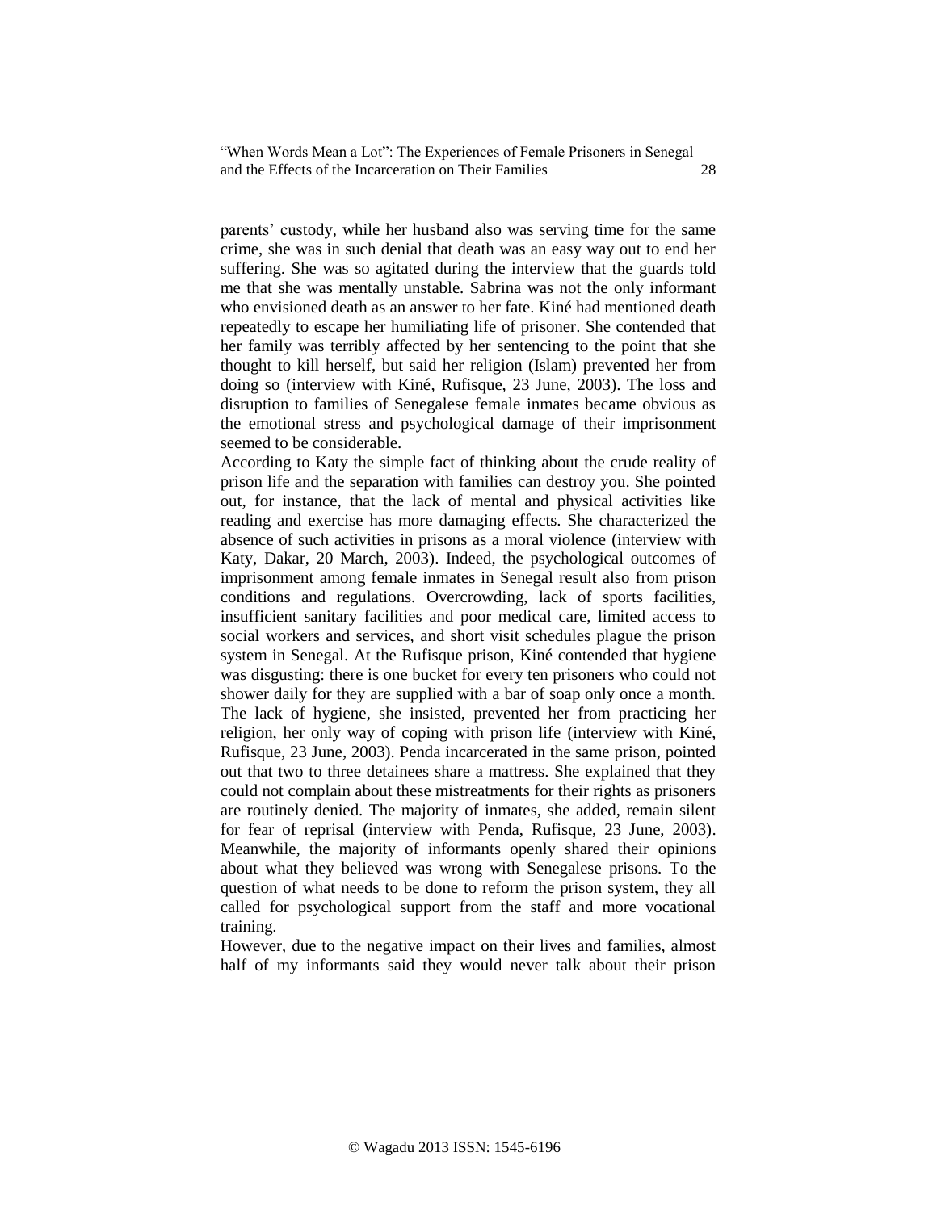parents' custody, while her husband also was serving time for the same crime, she was in such denial that death was an easy way out to end her suffering. She was so agitated during the interview that the guards told me that she was mentally unstable. Sabrina was not the only informant who envisioned death as an answer to her fate. Kiné had mentioned death repeatedly to escape her humiliating life of prisoner. She contended that her family was terribly affected by her sentencing to the point that she thought to kill herself, but said her religion (Islam) prevented her from doing so (interview with Kiné, Rufisque, 23 June, 2003). The loss and disruption to families of Senegalese female inmates became obvious as the emotional stress and psychological damage of their imprisonment seemed to be considerable.

According to Katy the simple fact of thinking about the crude reality of prison life and the separation with families can destroy you. She pointed out, for instance, that the lack of mental and physical activities like reading and exercise has more damaging effects. She characterized the absence of such activities in prisons as a moral violence (interview with Katy, Dakar, 20 March, 2003). Indeed, the psychological outcomes of imprisonment among female inmates in Senegal result also from prison conditions and regulations. Overcrowding, lack of sports facilities, insufficient sanitary facilities and poor medical care, limited access to social workers and services, and short visit schedules plague the prison system in Senegal. At the Rufisque prison, Kiné contended that hygiene was disgusting: there is one bucket for every ten prisoners who could not shower daily for they are supplied with a bar of soap only once a month. The lack of hygiene, she insisted, prevented her from practicing her religion, her only way of coping with prison life (interview with Kiné, Rufisque, 23 June, 2003). Penda incarcerated in the same prison, pointed out that two to three detainees share a mattress. She explained that they could not complain about these mistreatments for their rights as prisoners are routinely denied. The majority of inmates, she added, remain silent for fear of reprisal (interview with Penda, Rufisque, 23 June, 2003). Meanwhile, the majority of informants openly shared their opinions about what they believed was wrong with Senegalese prisons. To the question of what needs to be done to reform the prison system, they all called for psychological support from the staff and more vocational training.

However, due to the negative impact on their lives and families, almost half of my informants said they would never talk about their prison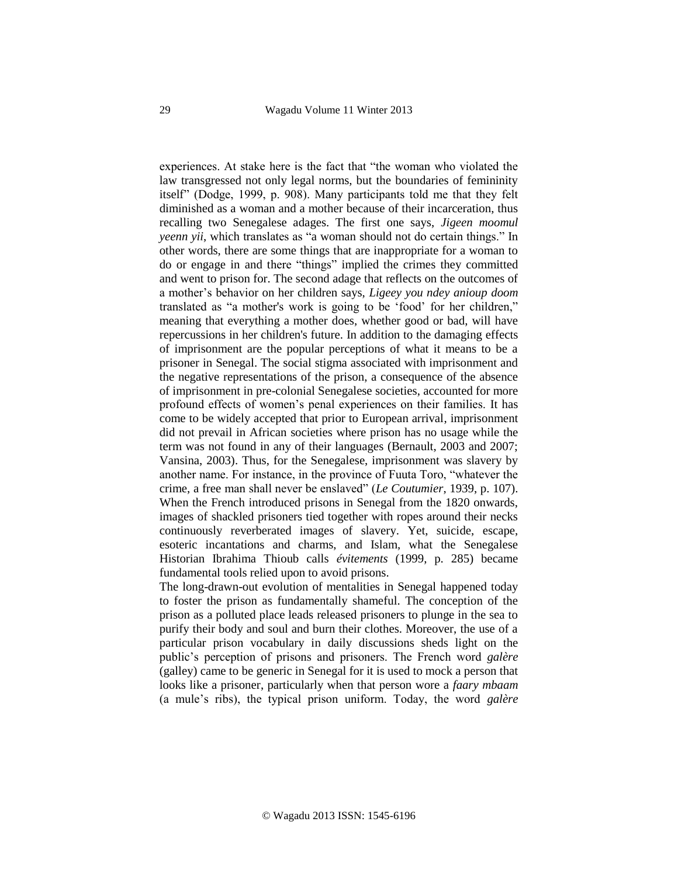experiences. At stake here is the fact that "the woman who violated the law transgressed not only legal norms, but the boundaries of femininity itself" (Dodge, 1999, p. 908). Many participants told me that they felt diminished as a woman and a mother because of their incarceration, thus recalling two Senegalese adages. The first one says, *Jigeen moomul yeenn yii,* which translates as "a woman should not do certain things." In other words, there are some things that are inappropriate for a woman to do or engage in and there "things" implied the crimes they committed and went to prison for. The second adage that reflects on the outcomes of a mother's behavior on her children says, *Ligeey you ndey anioup doom* translated as "a mother's work is going to be 'food' for her children," meaning that everything a mother does, whether good or bad, will have repercussions in her children's future. In addition to the damaging effects of imprisonment are the popular perceptions of what it means to be a prisoner in Senegal. The social stigma associated with imprisonment and the negative representations of the prison, a consequence of the absence of imprisonment in pre-colonial Senegalese societies, accounted for more profound effects of women's penal experiences on their families. It has come to be widely accepted that prior to European arrival, imprisonment did not prevail in African societies where prison has no usage while the term was not found in any of their languages (Bernault, 2003 and 2007; Vansina, 2003). Thus, for the Senegalese, imprisonment was slavery by another name. For instance, in the province of Fuuta Toro, "whatever the crime, a free man shall never be enslaved" (*Le Coutumier*, 1939, p. 107). When the French introduced prisons in Senegal from the 1820 onwards, images of shackled prisoners tied together with ropes around their necks continuously reverberated images of slavery. Yet, suicide, escape, esoteric incantations and charms, and Islam, what the Senegalese Historian Ibrahima Thioub calls *évitements* (1999, p. 285) became fundamental tools relied upon to avoid prisons.

The long-drawn-out evolution of mentalities in Senegal happened today to foster the prison as fundamentally shameful. The conception of the prison as a polluted place leads released prisoners to plunge in the sea to purify their body and soul and burn their clothes. Moreover, the use of a particular prison vocabulary in daily discussions sheds light on the public's perception of prisons and prisoners. The French word *galère* (galley) came to be generic in Senegal for it is used to mock a person that looks like a prisoner, particularly when that person wore a *faary mbaam* (a mule's ribs), the typical prison uniform. Today, the word *galère*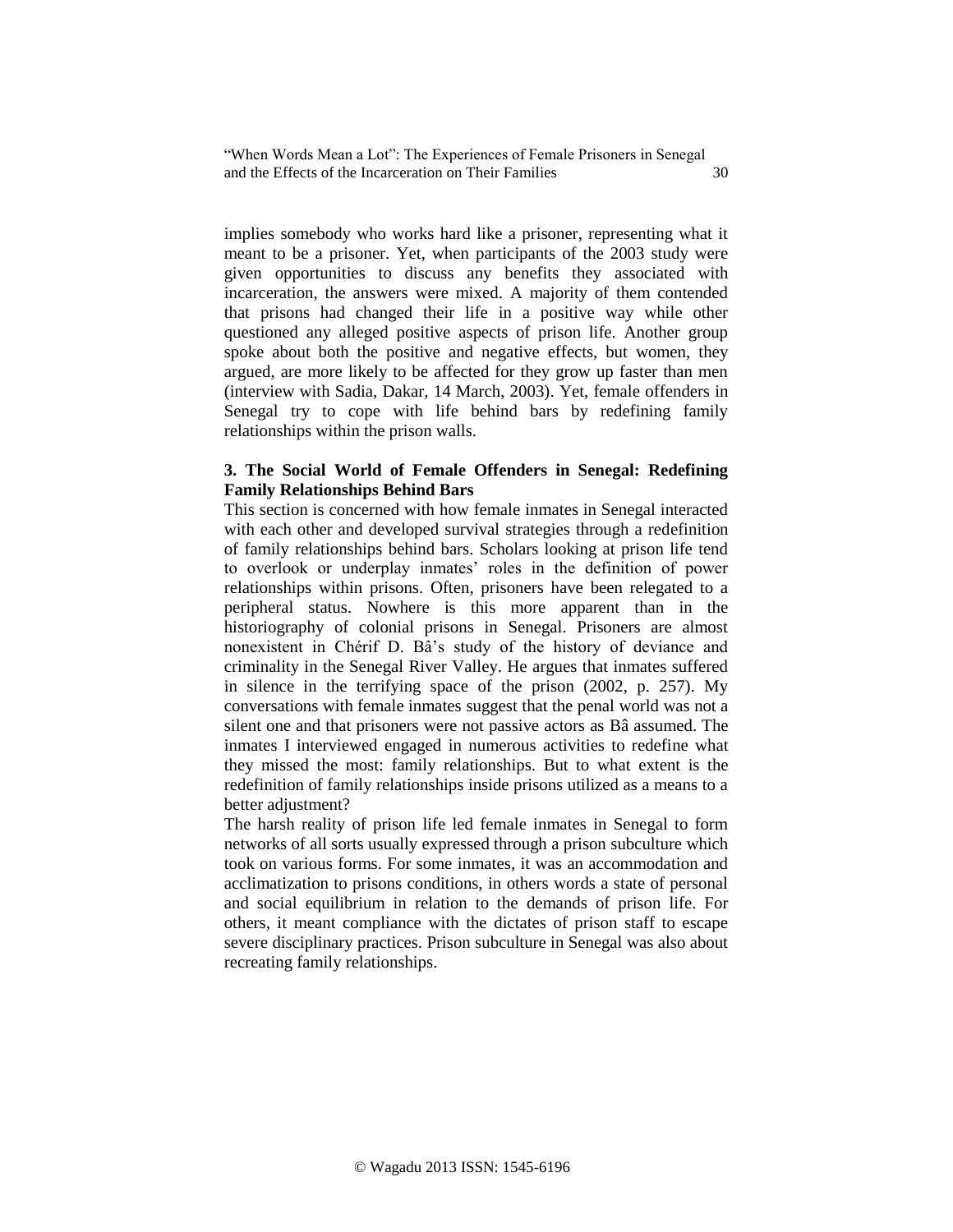implies somebody who works hard like a prisoner, representing what it meant to be a prisoner. Yet, when participants of the 2003 study were given opportunities to discuss any benefits they associated with incarceration, the answers were mixed. A majority of them contended that prisons had changed their life in a positive way while other questioned any alleged positive aspects of prison life. Another group spoke about both the positive and negative effects, but women, they argued, are more likely to be affected for they grow up faster than men (interview with Sadia, Dakar, 14 March, 2003). Yet, female offenders in Senegal try to cope with life behind bars by redefining family relationships within the prison walls.

### 3. The Social World of Female Offenders in Senegal: Redefining Family Relationships Behind Bars

This section is concerned with how female inmates in Senegal interacted with each other and developed survival strategies through a redefinition of family relationships behind bars. Scholars looking at prison life tend to overlook or underplay inmates' roles in the definition of power relationships within prisons. Often, prisoners have been relegated to a peripheral status. Nowhere is this more apparent than in the historiography of colonial prisons in Senegal. Prisoners are almost nonexistent in Chérif D. Bâ's study of the history of deviance and criminality in the Senegal River Valley. He argues that inmates suffered in silence in the terrifying space of the prison (2002, p. 257). My conversations with female inmates suggest that the penal world was not a silent one and that prisoners were not passive actors as Bâ assumed. The inmates I interviewed engaged in numerous activities to redefine what they missed the most: family relationships. But to what extent is the redefinition of family relationships inside prisons utilized as a means to a better adjustment?

The harsh reality of prison life led female inmates in Senegal to form networks of all sorts usually expressed through a prison subculture which took on various forms. For some inmates, it was an accommodation and acclimatization to prisons conditions, in others words a state of personal and social equilibrium in relation to the demands of prison life. For others, it meant compliance with the dictates of prison staff to escape severe disciplinary practices. Prison subculture in Senegal was also about recreating family relationships.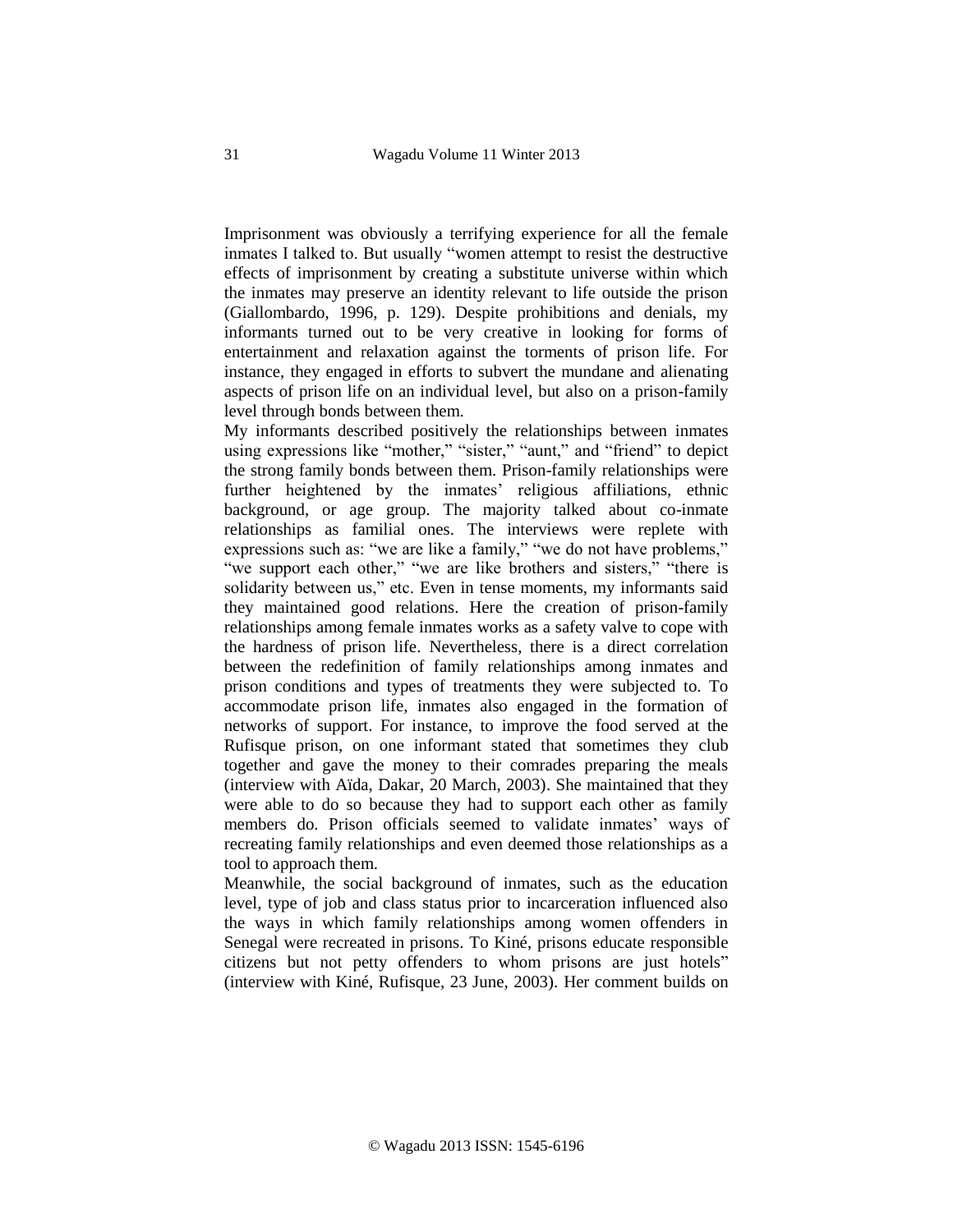Imprisonment was obviously a terrifying experience for all the female inmates I talked to. But usually "women attempt to resist the destructive effects of imprisonment by creating a substitute universe within which the inmates may preserve an identity relevant to life outside the prison (Giallombardo, 1996, p. 129). Despite prohibitions and denials, my informants turned out to be very creative in looking for forms of entertainment and relaxation against the torments of prison life. For instance, they engaged in efforts to subvert the mundane and alienating aspects of prison life on an individual level, but also on a prison-family level through bonds between them.

My informants described positively the relationships between inmates using expressions like "mother," "sister," "aunt," and "friend" to depict the strong family bonds between them. Prison-family relationships were further heightened by the inmates' religious affiliations, ethnic background, or age group. The majority talked about co-inmate relationships as familial ones. The interviews were replete with expressions such as: "we are like a family," "we do not have problems," "we support each other," "we are like brothers and sisters," "there is solidarity between us," etc. Even in tense moments, my informants said they maintained good relations. Here the creation of prison-family relationships among female inmates works as a safety valve to cope with the hardness of prison life. Nevertheless, there is a direct correlation between the redefinition of family relationships among inmates and prison conditions and types of treatments they were subjected to. To accommodate prison life, inmates also engaged in the formation of networks of support. For instance, to improve the food served at the Rufisque prison, on one informant stated that sometimes they club together and gave the money to their comrades preparing the meals (interview with Aïda, Dakar, 20 March, 2003). She maintained that they were able to do so because they had to support each other as family members do. Prison officials seemed to validate inmates' ways of recreating family relationships and even deemed those relationships as a tool to approach them.

Meanwhile, the social background of inmates, such as the education level, type of job and class status prior to incarceration influenced also the ways in which family relationships among women offenders in Senegal were recreated in prisons. To Kiné, prisons educate responsible citizens but not petty offenders to whom prisons are just hotels" (interview with Kiné, Rufisque, 23 June, 2003). Her comment builds on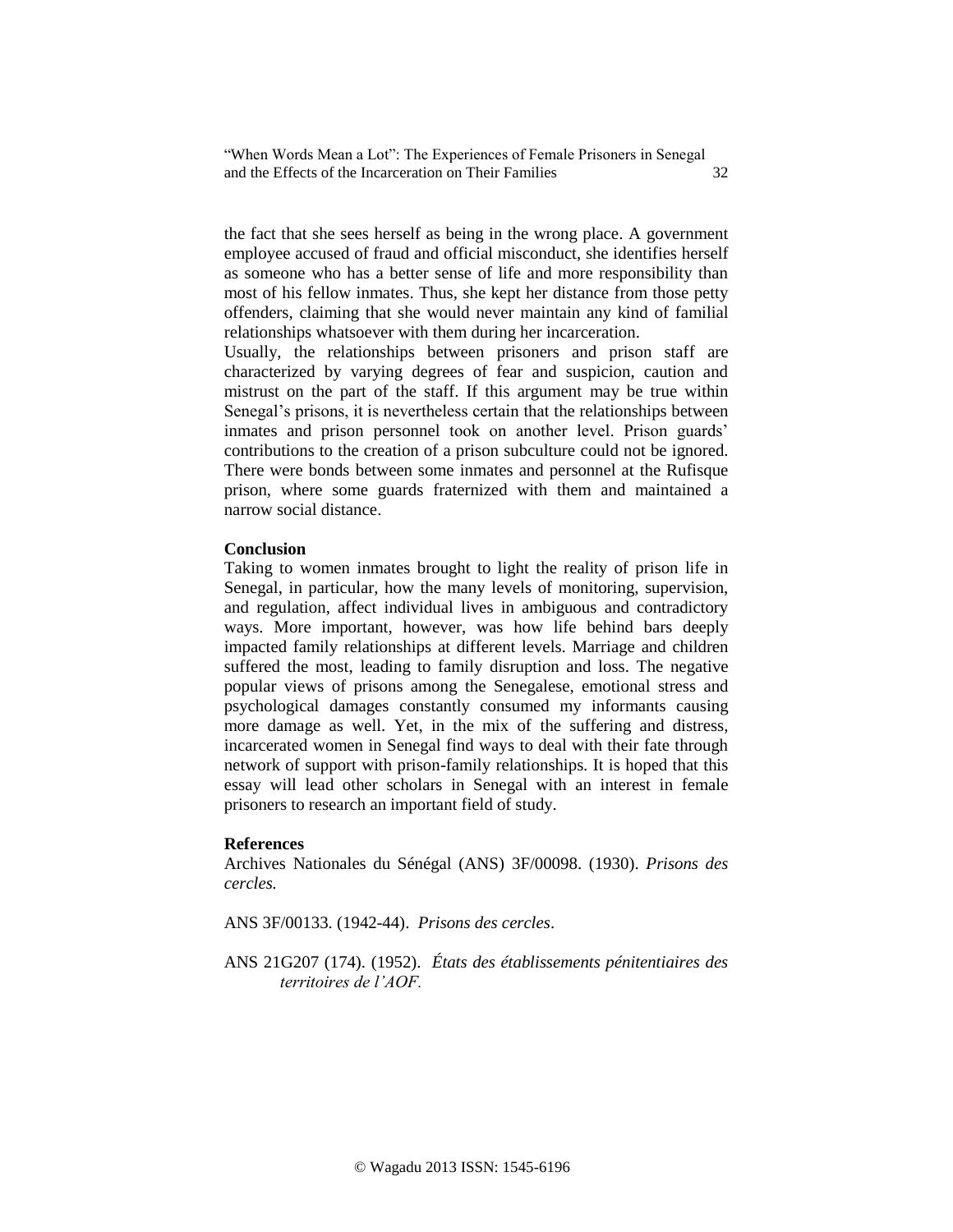the fact that she sees herself as being in the wrong place. A government employee accused of fraud and official misconduct, she identifies herself as someone who has a better sense of life and more responsibility than most of his fellow inmates. Thus, she kept her distance from those petty offenders, claiming that she would never maintain any kind of familial relationships whatsoever with them during her incarceration.

Usually, the relationships between prisoners and prison staff are characterized by varying degrees of fear and suspicion, caution and mistrust on the part of the staff. If this argument may be true within Senegal's prisons, it is nevertheless certain that the relationships between inmates and prison personnel took on another level. Prison guards' contributions to the creation of a prison subculture could not be ignored. There were bonds between some inmates and personnel at the Rufisque prison, where some guards fraternized with them and maintained a narrow social distance.

**Conclusion**

Taking to women inmates brought to light the reality of prison life in Senegal, in particular, how the many levels of monitoring, supervision, and regulation, affect individual lives in ambiguous and contradictory ways. More important, however, was how life behind bars deeply impacted family relationships at different levels. Marriage and children suffered the most, leading to family disruption and loss. The negative popular views of prisons among the Senegalese, emotional stress and psychological damages constantly consumed my informants causing more damage as well. Yet, in the mix of the suffering and distress, incarcerated women in Senegal find ways to deal with their fate through network of support with prison-family relationships. It is hoped that this essay will lead other scholars in Senegal with an interest in female prisoners to research an important field of study.

**References**

Archives Nationales du Sénégal (ANS) 3F/00098. (1930). *Prisons des cercles.*

ANS 3F/00133. (1942-44). *Prisons des cercles*.

ANS 21G207 (174). (1952). *États des établissements pénitentiaires des territoires de l'AOF.*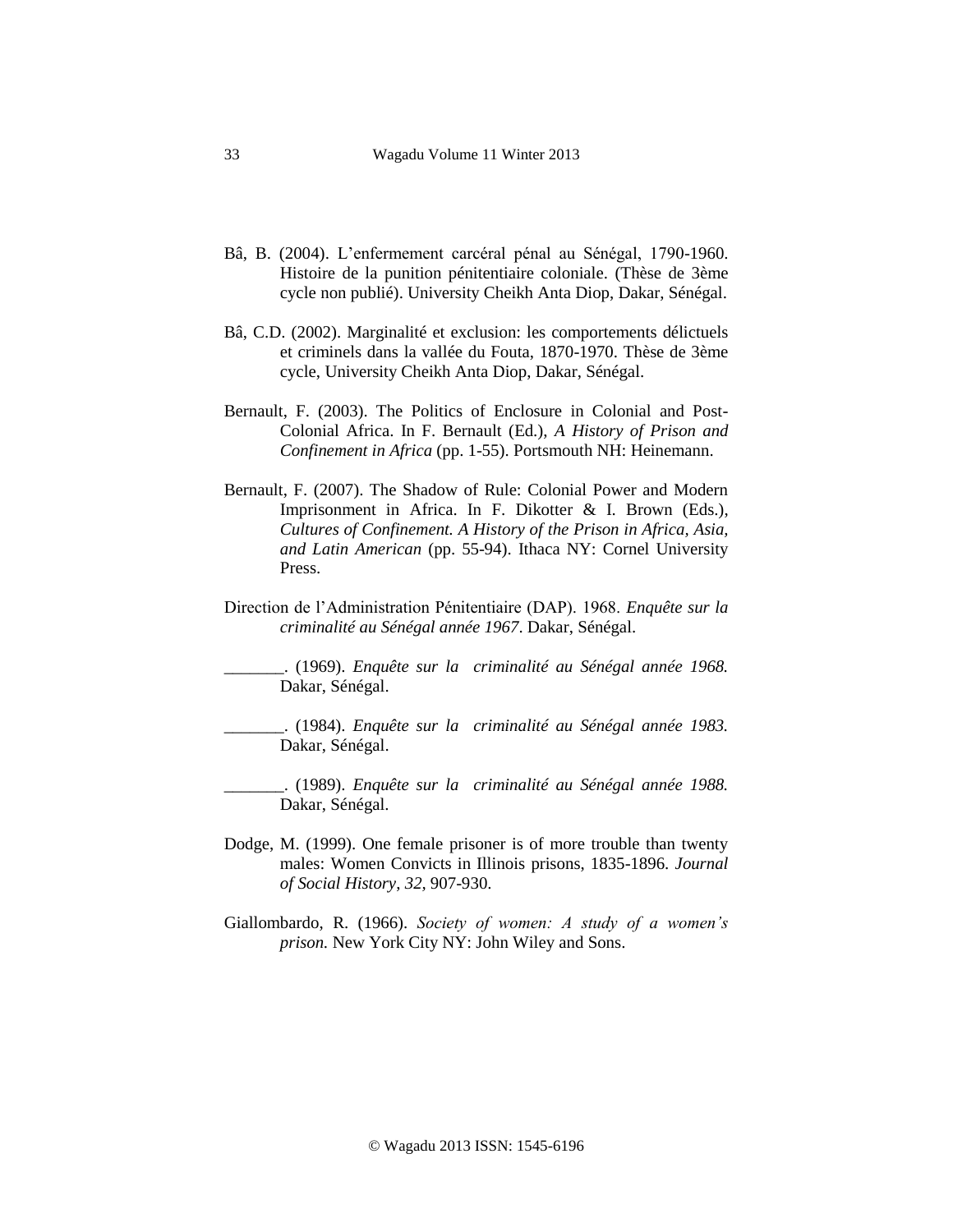Bâ, B. (2004). L'enfermement carcéral pénal au Sénégal, 1790-1960. Histoire de la punition pénitentiaire coloniale. (Thèse de 3ème cycle non publié). University Cheikh Anta Diop, Dakar, Sénégal.

Bâ, C.D. (2002). Marginalité et exclusion: les comportements délictuels et criminels dans la vallée du Fouta, 1870-1970. Thèse de 3ème cycle, University Cheikh Anta Diop, Dakar, Sénégal.

Bernault, F. (2003). The Politics of Enclosure in Colonial and Post-Colonial Africa. In F. Bernault (Ed.), *A History of Prison and Confinement in Africa* (pp. 1-55). Portsmouth NH: Heinemann.

Bernault, F. (2007). The Shadow of Rule: Colonial Power and Modern Imprisonment in Africa. In F. Dikotter & I. Brown (Eds.), *Cultures of Confinement. A History of the Prison in Africa, Asia, and Latin American* (pp. 55-94). Ithaca NY: Cornel University Press.

Direction de l'Administration Pénitentiaire (DAP). 1968. *Enquête sur la criminalité au Sénégal année 1967*. Dakar, Sénégal.

_______. (1969). *Enquête sur la criminalité au Sénégal année 1968.* Dakar, Sénégal.

_______. (1984). *Enquête sur la criminalité au Sénégal année 1983.* Dakar, Sénégal.

_______. (1989). *Enquête sur la criminalité au Sénégal année 1988.* Dakar, Sénégal.

Dodge, M. (1999). One female prisoner is of more trouble than twenty males: Women Convicts in Illinois prisons, 1835-1896. *Journal of Social History*, *32*, 907-930.

Giallombardo, R. (1966). *Society of women: A study of a women's prison.* New York City NY: John Wiley and Sons.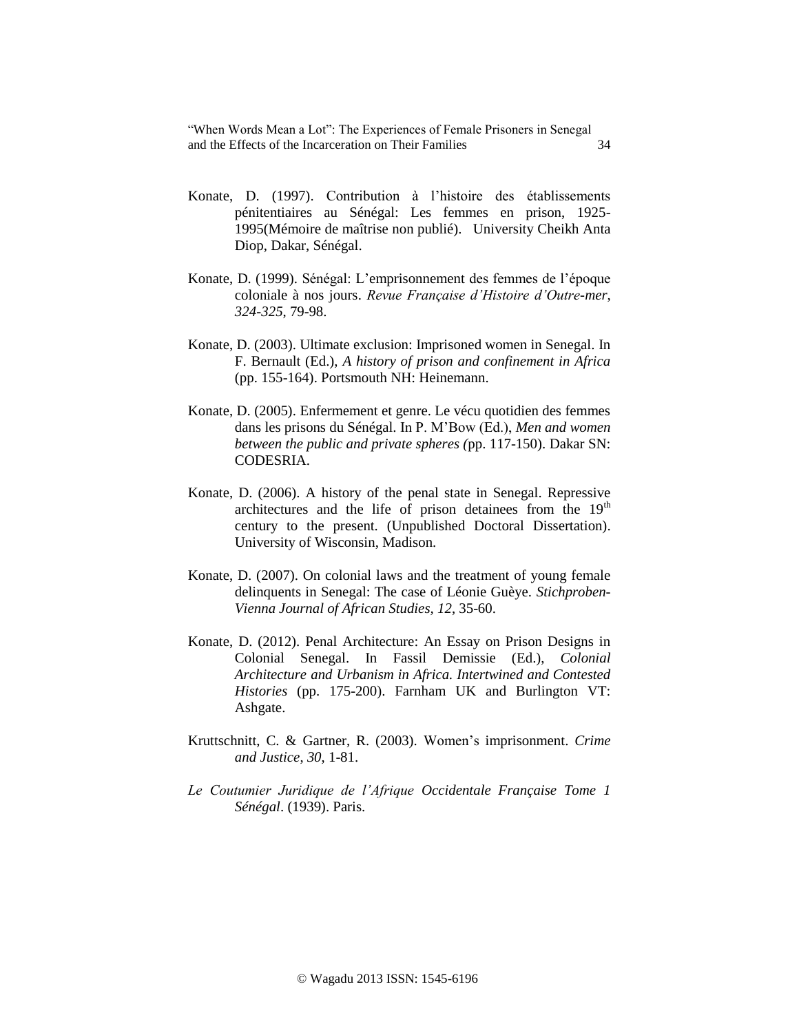Konate, D. (1997). Contribution à l'histoire des établissements pénitentiaires au Sénégal: Les femmes en prison, 1925-1995(Mémoire de maîtrise non publié). University Cheikh Anta Diop, Dakar, Sénégal.

Konate, D. (1999). Sénégal: L'emprisonnement des femmes de l'époque coloniale à nos jours. *Revue Française d'Histoire d'Outre-mer*, *324-325*, 79-98.

Konate, D. (2003). Ultimate exclusion: Imprisoned women in Senegal. In F. Bernault (Ed.), *A history of prison and confinement in Africa* (pp. 155-164). Portsmouth NH: Heinemann.

Konate, D. (2005). Enfermement et genre. Le vécu quotidien des femmes dans les prisons du Sénégal. In P. M'Bow (Ed.), *Men and women between the public and private spheres (*pp. 117-150). Dakar SN: CODESRIA.

Konate, D. (2006). A history of the penal state in Senegal. Repressive architectures and the life of prison detainees from the 19th century to the present. (Unpublished Doctoral Dissertation). University of Wisconsin, Madison.

Konate, D. (2007). On colonial laws and the treatment of young female delinquents in Senegal: The case of Léonie Guèye. *Stichproben-Vienna Journal of African Studies, 12*, 35-60.

Konate, D. (2012). Penal Architecture: An Essay on Prison Designs in Colonial Senegal. In Fassil Demissie (Ed.), *Colonial Architecture and Urbanism in Africa. Intertwined and Contested Histories* (pp. 175-200). Farnham UK and Burlington VT: Ashgate.

Kruttschnitt, C. & Gartner, R. (2003). Women's imprisonment. *Crime and Justice*, *30*, 1-81.

*Le Coutumier Juridique de l'Afrique Occidentale Française Tome 1 Sénégal*. (1939). Paris.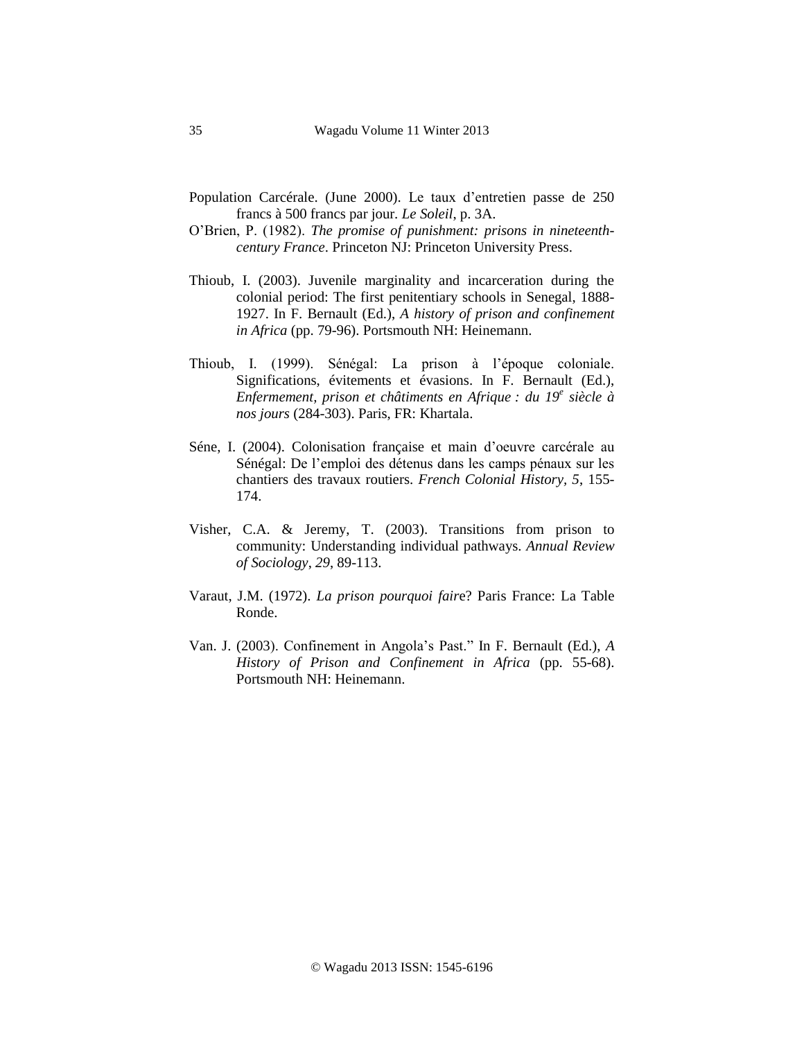Population Carcérale. (June 2000). Le taux d'entretien passe de 250 francs à 500 francs par jour. *Le Soleil*, p. 3A.

O'Brien, P. (1982). *The promise of punishment: prisons in nineteenth-century France*. Princeton NJ: Princeton University Press.

Thioub, I. (2003). Juvenile marginality and incarceration during the colonial period: The first penitentiary schools in Senegal, 1888-1927. In F. Bernault (Ed.), *A history of prison and confinement in Africa* (pp. 79-96). Portsmouth NH: Heinemann.

Thioub, I. (1999). Sénégal: La prison à l'époque coloniale. Significations, évitements et évasions. In F. Bernault (Ed.), *Enfermement, prison et châtiments en Afrique : du 19e siècle à nos jours* (284-303). Paris, FR: Khartala.

Séne, I. (2004). Colonisation française et main d'oeuvre carcérale au Sénégal: De l'emploi des détenus dans les camps pénaux sur les chantiers des travaux routiers. *French Colonial History*, *5*, 155-174.

Visher, C.A. & Jeremy, T. (2003). Transitions from prison to community: Understanding individual pathways. *Annual Review of Sociology*, *29*, 89-113.

Varaut, J.M. (1972). *La prison pourquoi faire*? Paris France: La Table Ronde.

Van. J. (2003). Confinement in Angola's Past." In F. Bernault (Ed.), *A History of Prison and Confinement in Africa* (pp. 55-68). Portsmouth NH: Heinemann.